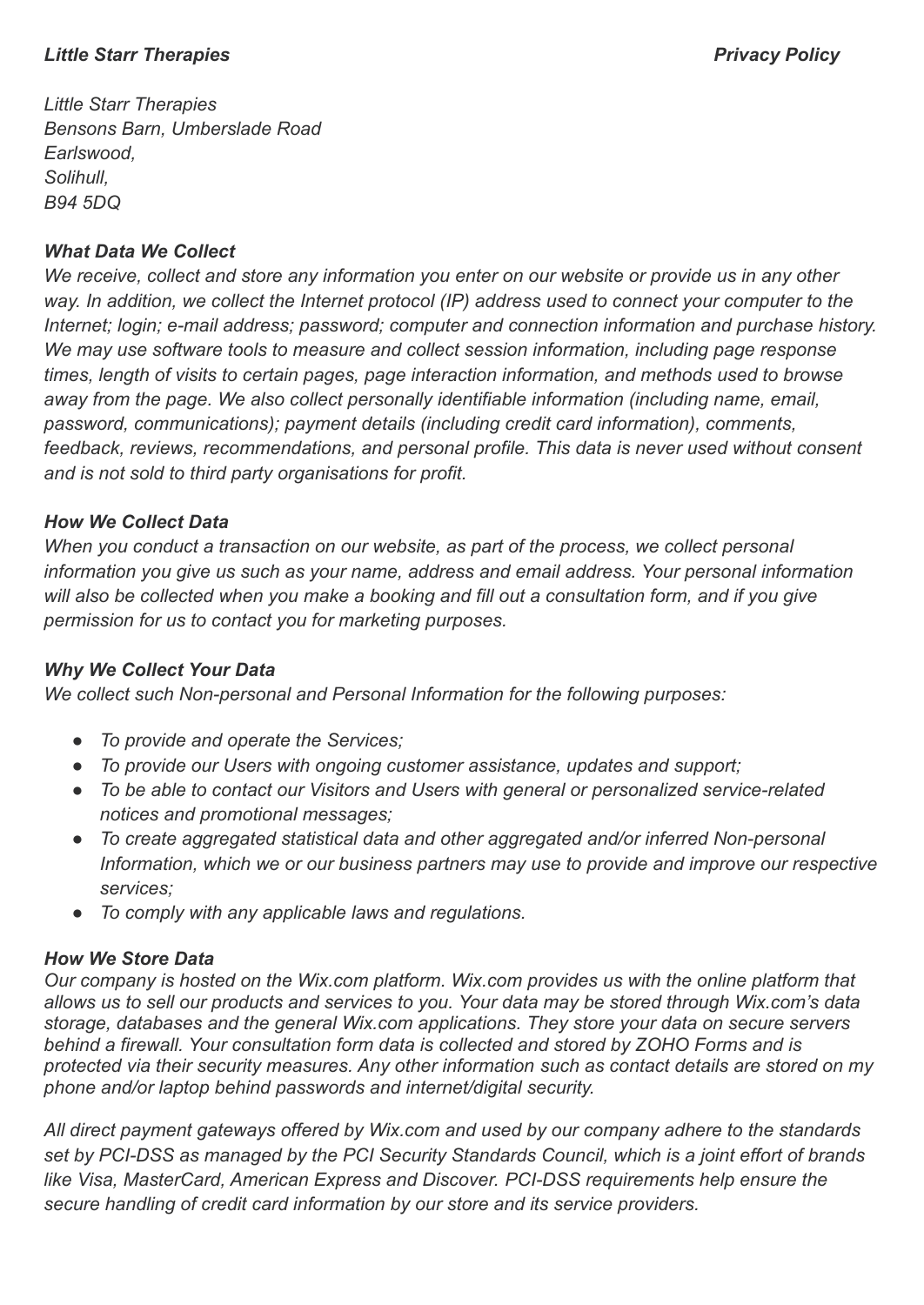*Little Starr Therapies*
*Bensons Barn, Umberslade Road*
*Earlswood,*
*Solihull,*
*B94 5DQ*

### *What Data We Collect*

*We receive, collect and store any information you enter on our website or provide us in any other way. In addition, we collect the Internet protocol (IP) address used to connect your computer to the Internet; login; e-mail address; password; computer and connection information and purchase history. We may use software tools to measure and collect session information, including page response times, length of visits to certain pages, page interaction information, and methods used to browse away from the page. We also collect personally identifiable information (including name, email, password, communications); payment details (including credit card information), comments, feedback, reviews, recommendations, and personal profile. This data is never used without consent and is not sold to third party organisations for profit.*

### *How We Collect Data*

*When you conduct a transaction on our website, as part of the process, we collect personal information you give us such as your name, address and email address. Your personal information will also be collected when you make a booking and fill out a consultation form, and if you give permission for us to contact you for marketing purposes.*

### *Why We Collect Your Data*

*We collect such Non-personal and Personal Information for the following purposes:*

- *To provide and operate the Services;*
- *To provide our Users with ongoing customer assistance, updates and support;*
- *To be able to contact our Visitors and Users with general or personalized service-related notices and promotional messages;*
- *To create aggregated statistical data and other aggregated and/or inferred Non-personal Information, which we or our business partners may use to provide and improve our respective services;*
- *To comply with any applicable laws and regulations.*

### *How We Store Data*

*Our company is hosted on the Wix.com platform. Wix.com provides us with the online platform that allows us to sell our products and services to you. Your data may be stored through Wix.com's data storage, databases and the general Wix.com applications. They store your data on secure servers behind a firewall. Your consultation form data is collected and stored by ZOHO Forms and is protected via their security measures. Any other information such as contact details are stored on my phone and/or laptop behind passwords and internet/digital security.*

*All direct payment gateways offered by Wix.com and used by our company adhere to the standards set by PCI-DSS as managed by the PCI Security Standards Council, which is a joint effort of brands like Visa, MasterCard, American Express and Discover. PCI-DSS requirements help ensure the secure handling of credit card information by our store and its service providers.*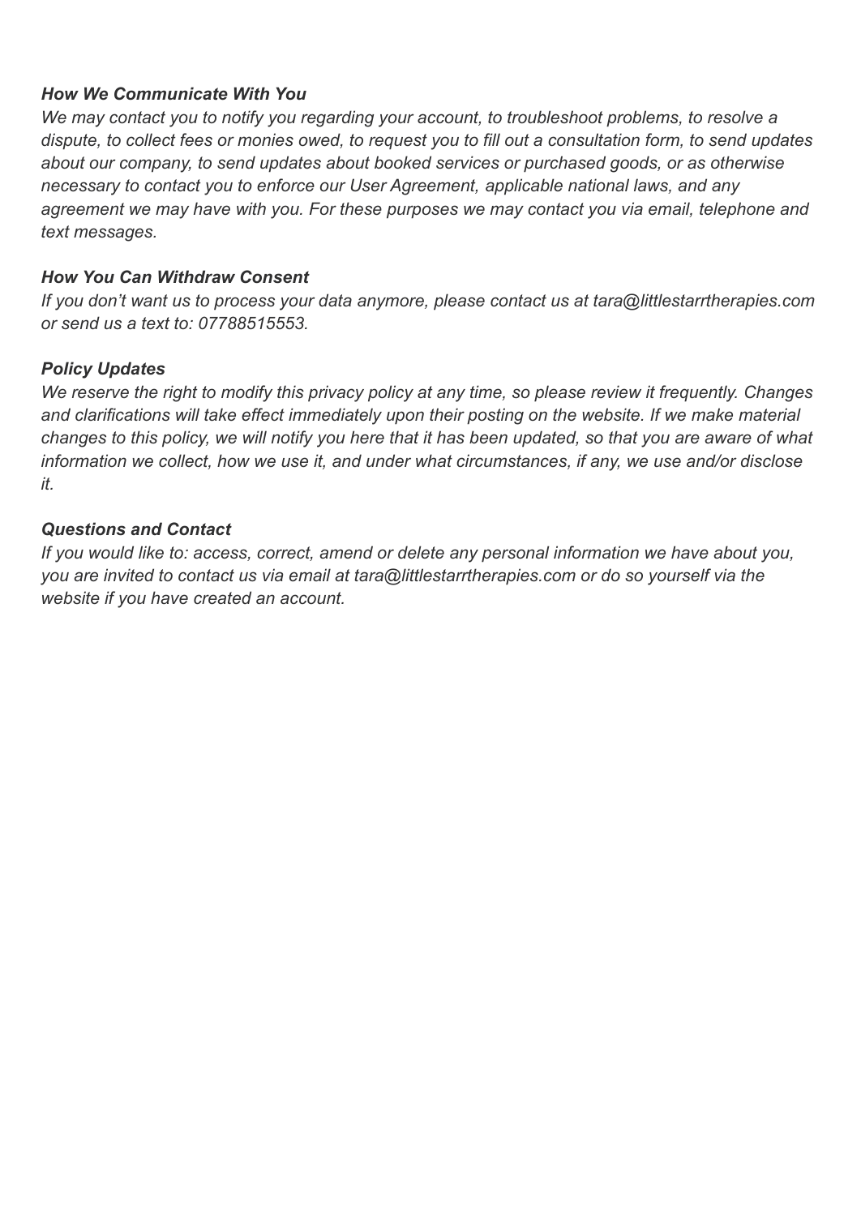### ***How We Communicate With You***

*We may contact you to notify you regarding your account, to troubleshoot problems, to resolve a dispute, to collect fees or monies owed, to request you to fill out a consultation form, to send updates about our company, to send updates about booked services or purchased goods, or as otherwise necessary to contact you to enforce our User Agreement, applicable national laws, and any agreement we may have with you. For these purposes we may contact you via email, telephone and text messages.*

### ***How You Can Withdraw Consent***

*If you don't want us to process your data anymore, please contact us at tara@littlestarrtherapies.com or send us a text to: 07788515553.*

### ***Policy Updates***

*We reserve the right to modify this privacy policy at any time, so please review it frequently. Changes and clarifications will take effect immediately upon their posting on the website. If we make material changes to this policy, we will notify you here that it has been updated, so that you are aware of what information we collect, how we use it, and under what circumstances, if any, we use and/or disclose it.*

### ***Questions and Contact***

*If you would like to: access, correct, amend or delete any personal information we have about you, you are invited to contact us via email at tara@littlestarrtherapies.com or do so yourself via the website if you have created an account.*